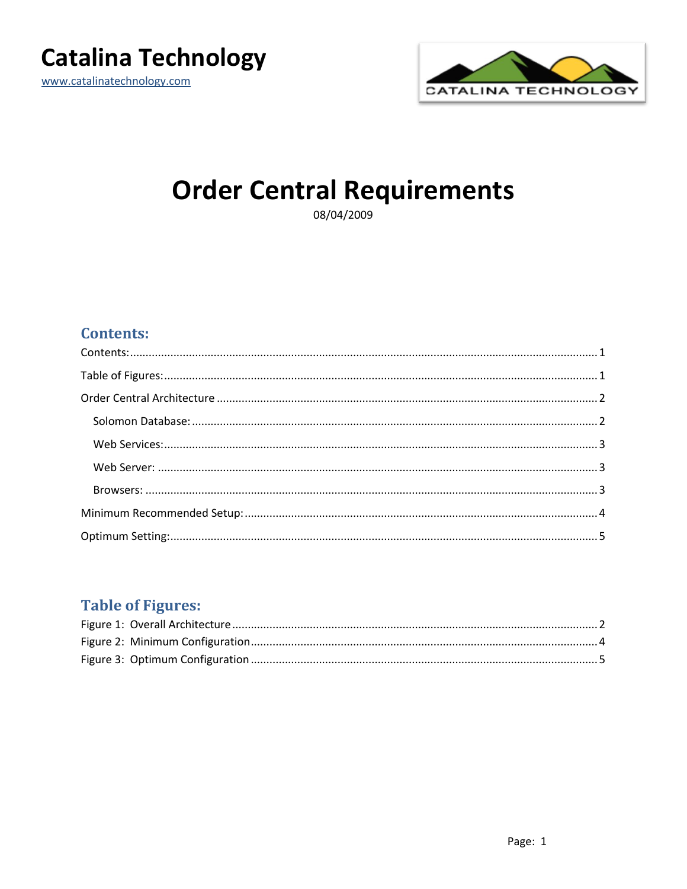# Catalina Technology

www.catalinatechnology.com

# Order Central Requirements

08/04/2009

## Contents:

Contents: ..... 1

Table of Figures: ..... 1

Order Central Architecture ..... 2

- Solomon Database: ..... 2
- Web Services: ..... 3
- Web Server: ..... 3
- Browsers: ..... 3

Minimum Recommended Setup: ..... 4

Optimum Setting: ..... 5

## Table of Figures:

Figure 1: Overall Architecture ..... 2

Figure 2: Minimum Configuration ..... 4

Figure 3: Optimum Configuration ..... 5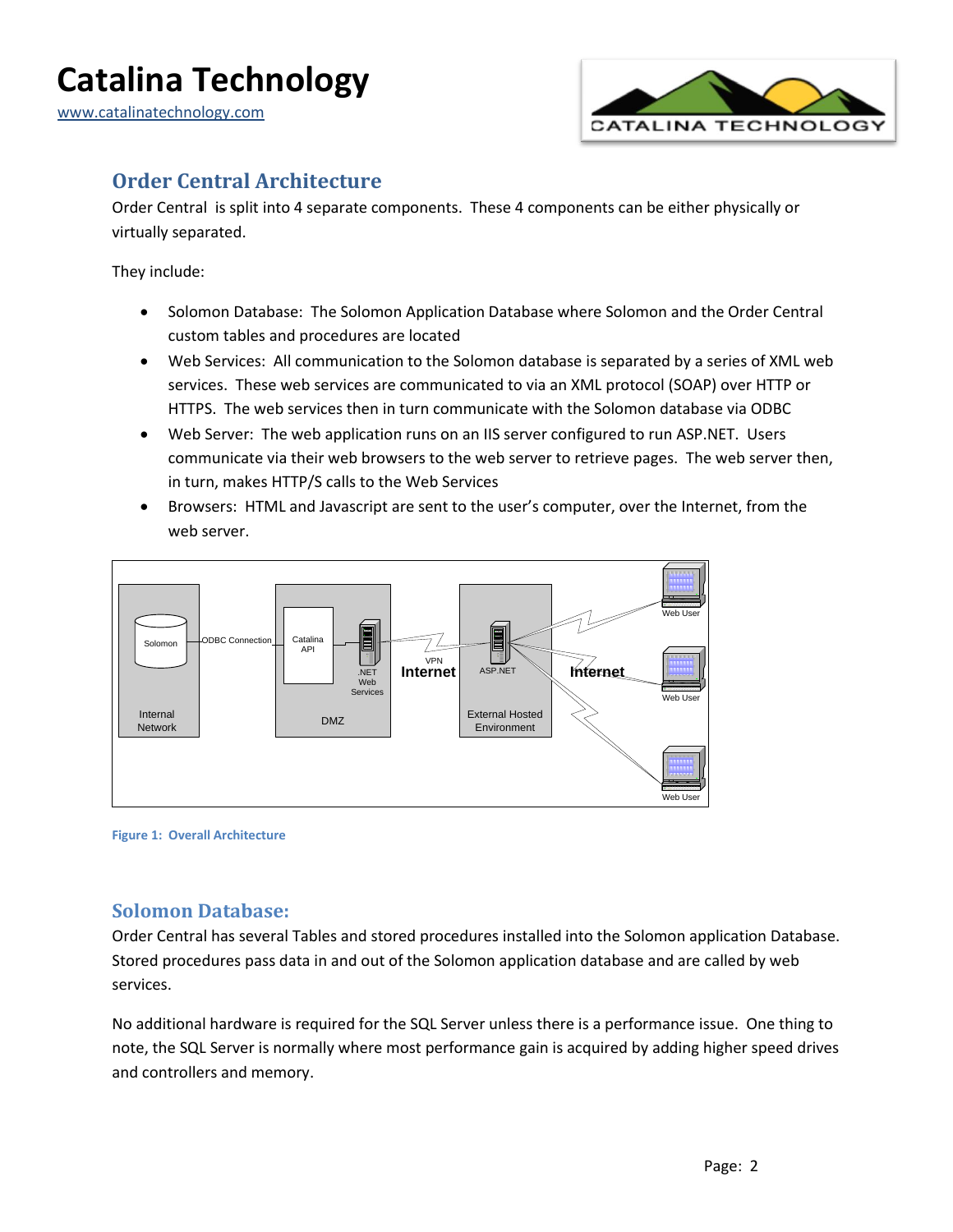## Order Central Architecture

Order Central is split into 4 separate components. These 4 components can be either physically or virtually separated.

They include:

- Solomon Database: The Solomon Application Database where Solomon and the Order Central custom tables and procedures are located
- Web Services: All communication to the Solomon database is separated by a series of XML web services. These web services are communicated to via an XML protocol (SOAP) over HTTP or HTTPS. The web services then in turn communicate with the Solomon database via ODBC
- Web Server: The web application runs on an IIS server configured to run ASP.NET. Users communicate via their web browsers to the web server to retrieve pages. The web server then, in turn, makes HTTP/S calls to the Web Services
- Browsers: HTML and Javascript are sent to the user's computer, over the Internet, from the web server.

**Figure 1: Overall Architecture**

## Solomon Database:

Order Central has several Tables and stored procedures installed into the Solomon application Database. Stored procedures pass data in and out of the Solomon application database and are called by web services.

No additional hardware is required for the SQL Server unless there is a performance issue. One thing to note, the SQL Server is normally where most performance gain is acquired by adding higher speed drives and controllers and memory.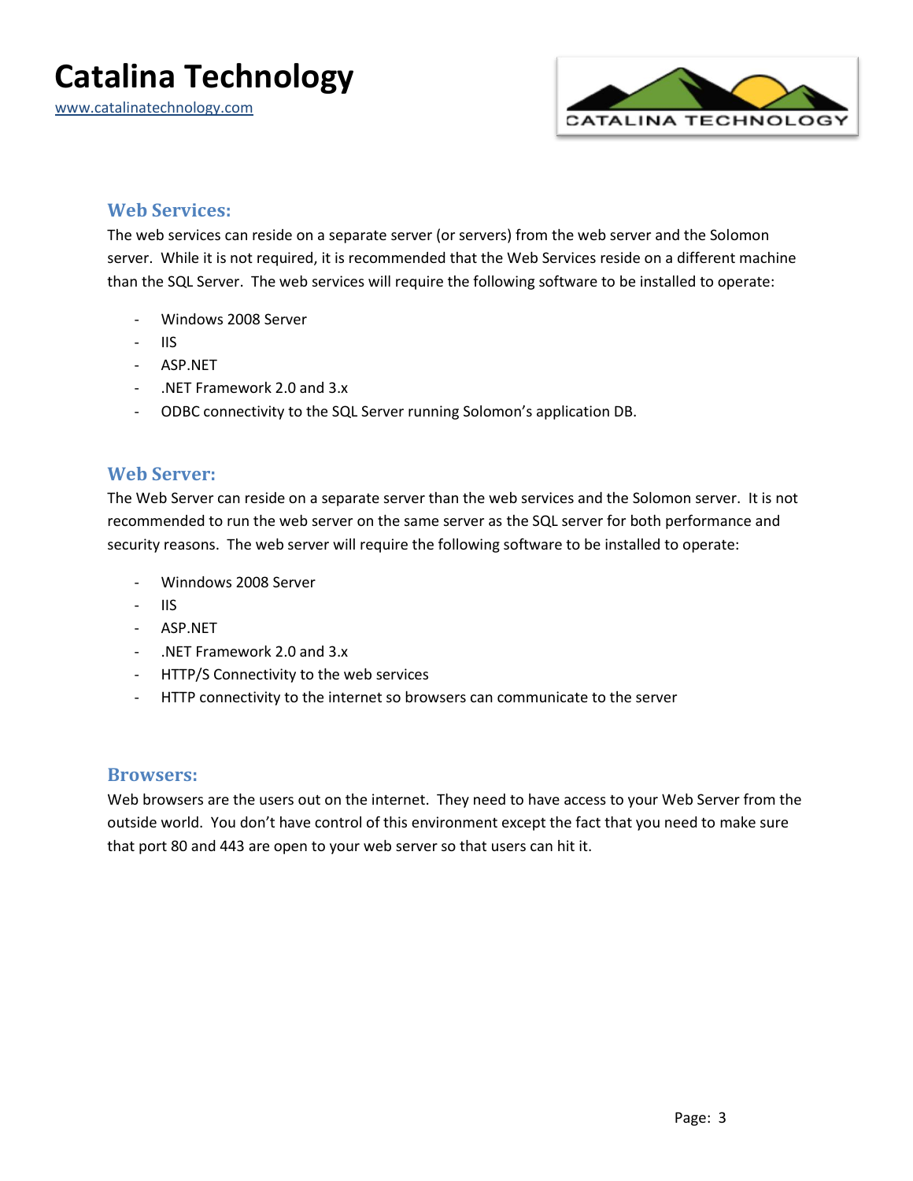## Web Services:

The web services can reside on a separate server (or servers) from the web server and the Solomon server. While it is not required, it is recommended that the Web Services reside on a different machine than the SQL Server. The web services will require the following software to be installed to operate:

- Windows 2008 Server
- IIS
- ASP.NET
- .NET Framework 2.0 and 3.x
- ODBC connectivity to the SQL Server running Solomon's application DB.

## Web Server:

The Web Server can reside on a separate server than the web services and the Solomon server. It is not recommended to run the web server on the same server as the SQL server for both performance and security reasons. The web server will require the following software to be installed to operate:

- Winndows 2008 Server
- IIS
- ASP.NET
- .NET Framework 2.0 and 3.x
- HTTP/S Connectivity to the web services
- HTTP connectivity to the internet so browsers can communicate to the server

## Browsers:

Web browsers are the users out on the internet. They need to have access to your Web Server from the outside world. You don't have control of this environment except the fact that you need to make sure that port 80 and 443 are open to your web server so that users can hit it.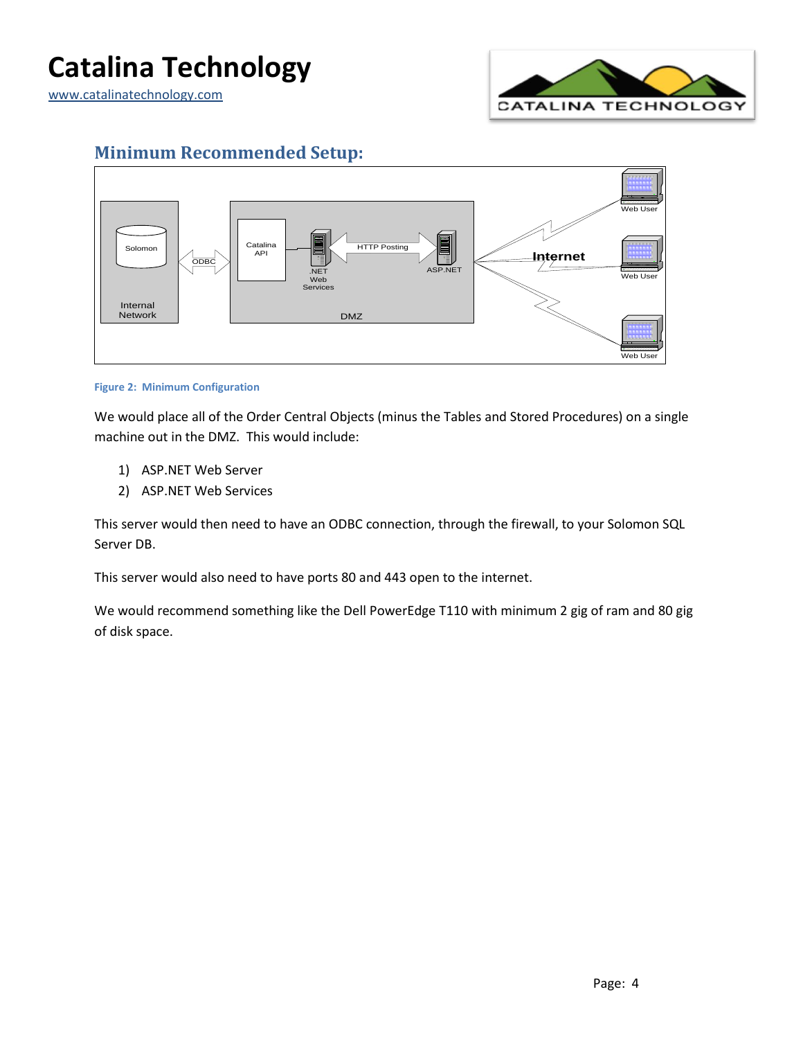## Minimum Recommended Setup:

Figure 2: Minimum Configuration

We would place all of the Order Central Objects (minus the Tables and Stored Procedures) on a single machine out in the DMZ. This would include:

1) ASP.NET Web Server
2) ASP.NET Web Services

This server would then need to have an ODBC connection, through the firewall, to your Solomon SQL Server DB.

This server would also need to have ports 80 and 443 open to the internet.

We would recommend something like the Dell PowerEdge T110 with minimum 2 gig of ram and 80 gig of disk space.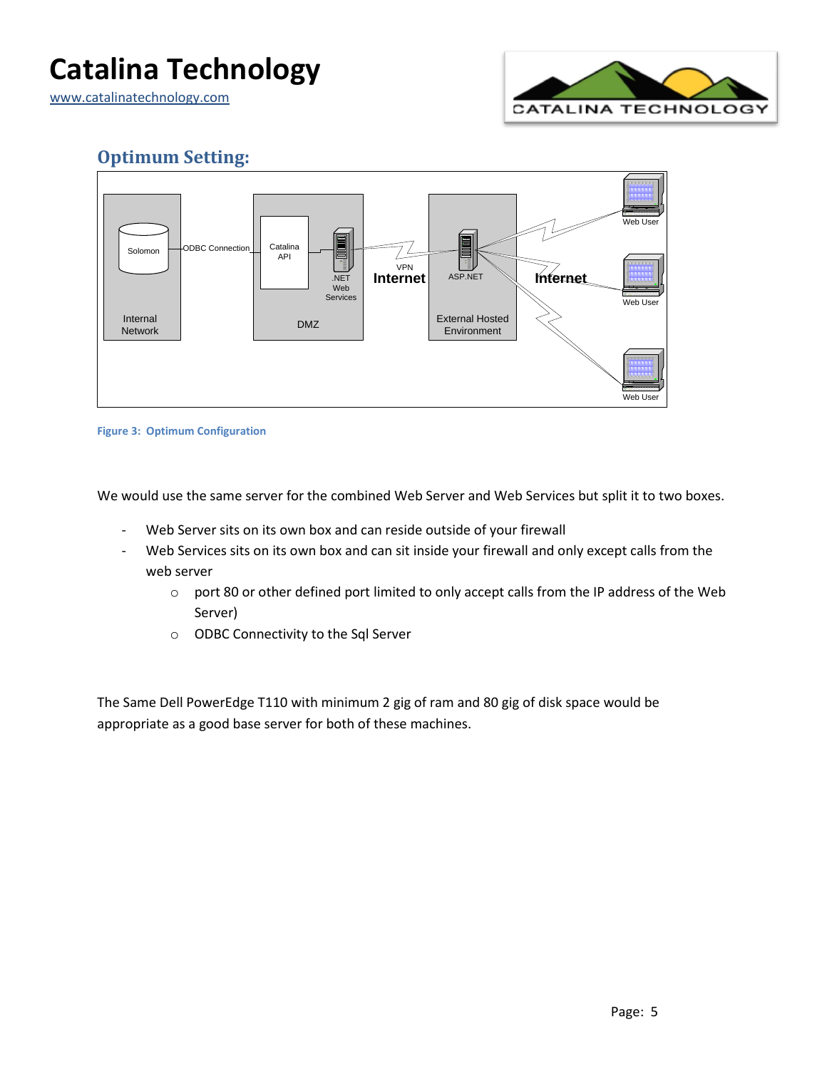# Catalina Technology

www.catalinatechnology.com

## Optimum Setting:

Solomon

ODBC Connection

Internal Network

Catalina API

.NET Web Services

DMZ

VPN

Internet

ASP.NET

External Hosted Environment

Internet

Web User

Web User

Web User

**Figure 3: Optimum Configuration**

We would use the same server for the combined Web Server and Web Services but split it to two boxes.

- Web Server sits on its own box and can reside outside of your firewall
- Web Services sits on its own box and can sit inside your firewall and only except calls from the web server
    - port 80 or other defined port limited to only accept calls from the IP address of the Web Server)
    - ODBC Connectivity to the Sql Server

The Same Dell PowerEdge T110 with minimum 2 gig of ram and 80 gig of disk space would be appropriate as a good base server for both of these machines.